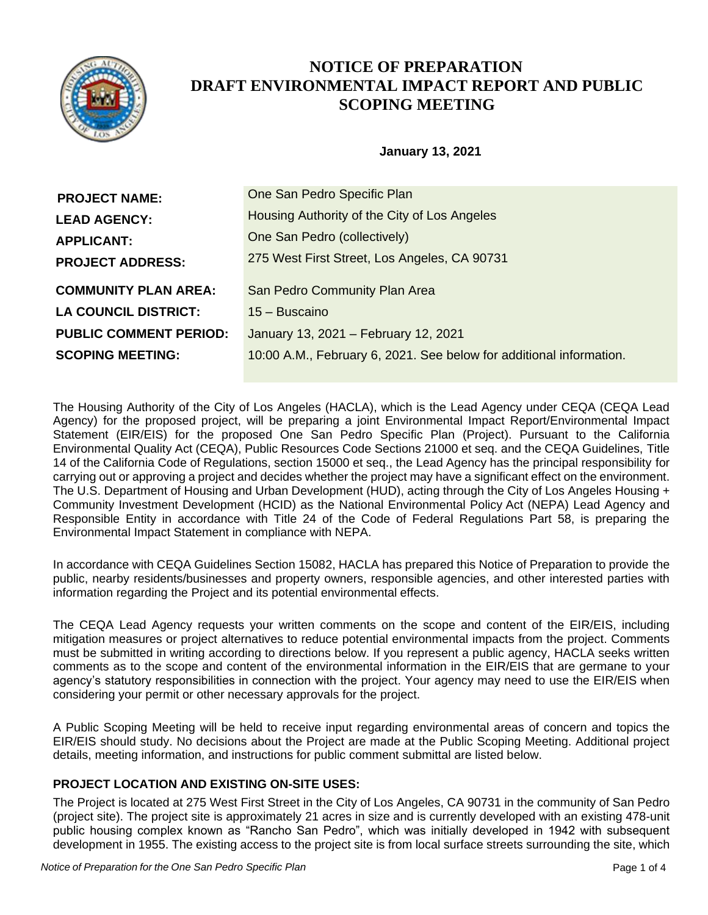# NOTICE OF PREPARATION DRAFT ENVIRONMENTAL IMPACT REPORT AND PUBLIC SCOPING MEETING

**January 13, 2021**

| | |
|---|---|
| **PROJECT NAME:** | One San Pedro Specific Plan |
| **LEAD AGENCY:** | Housing Authority of the City of Los Angeles |
| **APPLICANT:** | One San Pedro (collectively) |
| **PROJECT ADDRESS:** | 275 West First Street, Los Angeles, CA 90731 |
| **COMMUNITY PLAN AREA:** | San Pedro Community Plan Area |
| **LA COUNCIL DISTRICT:** | 15 – Buscaino |
| **PUBLIC COMMENT PERIOD:** | January 13, 2021 – February 12, 2021 |
| **SCOPING MEETING:** | 10:00 A.M., February 6, 2021. See below for additional information. |

The Housing Authority of the City of Los Angeles (HACLA), which is the Lead Agency under CEQA (CEQA Lead Agency) for the proposed project, will be preparing a joint Environmental Impact Report/Environmental Impact Statement (EIR/EIS) for the proposed One San Pedro Specific Plan (Project). Pursuant to the California Environmental Quality Act (CEQA), Public Resources Code Sections 21000 et seq. and the CEQA Guidelines, Title 14 of the California Code of Regulations, section 15000 et seq., the Lead Agency has the principal responsibility for carrying out or approving a project and decides whether the project may have a significant effect on the environment. The U.S. Department of Housing and Urban Development (HUD), acting through the City of Los Angeles Housing + Community Investment Development (HCID) as the National Environmental Policy Act (NEPA) Lead Agency and Responsible Entity in accordance with Title 24 of the Code of Federal Regulations Part 58, is preparing the Environmental Impact Statement in compliance with NEPA.

In accordance with CEQA Guidelines Section 15082, HACLA has prepared this Notice of Preparation to provide the public, nearby residents/businesses and property owners, responsible agencies, and other interested parties with information regarding the Project and its potential environmental effects.

The CEQA Lead Agency requests your written comments on the scope and content of the EIR/EIS, including mitigation measures or project alternatives to reduce potential environmental impacts from the project. Comments must be submitted in writing according to directions below. If you represent a public agency, HACLA seeks written comments as to the scope and content of the environmental information in the EIR/EIS that are germane to your agency's statutory responsibilities in connection with the project. Your agency may need to use the EIR/EIS when considering your permit or other necessary approvals for the project.

A Public Scoping Meeting will be held to receive input regarding environmental areas of concern and topics the EIR/EIS should study. No decisions about the Project are made at the Public Scoping Meeting. Additional project details, meeting information, and instructions for public comment submittal are listed below.

**PROJECT LOCATION AND EXISTING ON-SITE USES:**

The Project is located at 275 West First Street in the City of Los Angeles, CA 90731 in the community of San Pedro (project site). The project site is approximately 21 acres in size and is currently developed with an existing 478-unit public housing complex known as "Rancho San Pedro", which was initially developed in 1942 with subsequent development in 1955. The existing access to the project site is from local surface streets surrounding the site, which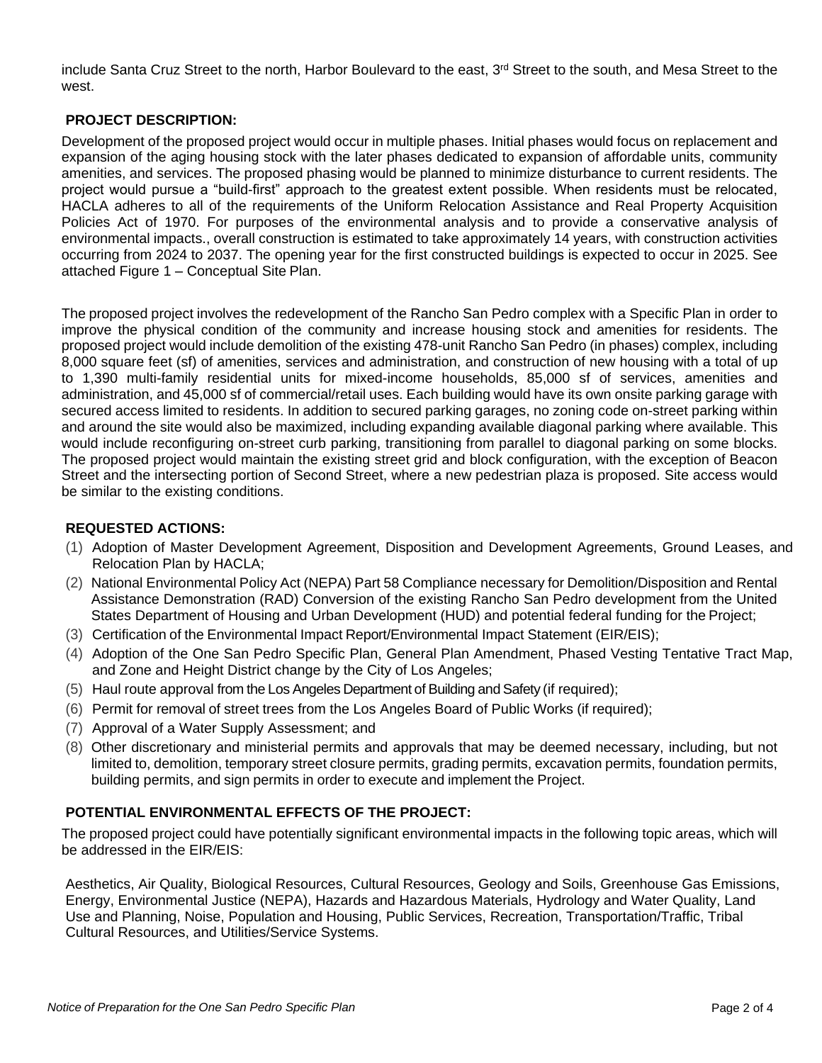include Santa Cruz Street to the north, Harbor Boulevard to the east, 3rd Street to the south, and Mesa Street to the west.

## PROJECT DESCRIPTION:

Development of the proposed project would occur in multiple phases. Initial phases would focus on replacement and expansion of the aging housing stock with the later phases dedicated to expansion of affordable units, community amenities, and services. The proposed phasing would be planned to minimize disturbance to current residents. The project would pursue a "build-first" approach to the greatest extent possible. When residents must be relocated, HACLA adheres to all of the requirements of the Uniform Relocation Assistance and Real Property Acquisition Policies Act of 1970. For purposes of the environmental analysis and to provide a conservative analysis of environmental impacts., overall construction is estimated to take approximately 14 years, with construction activities occurring from 2024 to 2037. The opening year for the first constructed buildings is expected to occur in 2025. See attached Figure 1 – Conceptual Site Plan.

The proposed project involves the redevelopment of the Rancho San Pedro complex with a Specific Plan in order to improve the physical condition of the community and increase housing stock and amenities for residents. The proposed project would include demolition of the existing 478-unit Rancho San Pedro (in phases) complex, including 8,000 square feet (sf) of amenities, services and administration, and construction of new housing with a total of up to 1,390 multi-family residential units for mixed-income households, 85,000 sf of services, amenities and administration, and 45,000 sf of commercial/retail uses. Each building would have its own onsite parking garage with secured access limited to residents. In addition to secured parking garages, no zoning code on-street parking within and around the site would also be maximized, including expanding available diagonal parking where available. This would include reconfiguring on-street curb parking, transitioning from parallel to diagonal parking on some blocks. The proposed project would maintain the existing street grid and block configuration, with the exception of Beacon Street and the intersecting portion of Second Street, where a new pedestrian plaza is proposed. Site access would be similar to the existing conditions.

## REQUESTED ACTIONS:

(1) Adoption of Master Development Agreement, Disposition and Development Agreements, Ground Leases, and Relocation Plan by HACLA;
(2) National Environmental Policy Act (NEPA) Part 58 Compliance necessary for Demolition/Disposition and Rental Assistance Demonstration (RAD) Conversion of the existing Rancho San Pedro development from the United States Department of Housing and Urban Development (HUD) and potential federal funding for the Project;
(3) Certification of the Environmental Impact Report/Environmental Impact Statement (EIR/EIS);
(4) Adoption of the One San Pedro Specific Plan, General Plan Amendment, Phased Vesting Tentative Tract Map, and Zone and Height District change by the City of Los Angeles;
(5) Haul route approval from the Los Angeles Department of Building and Safety (if required);
(6) Permit for removal of street trees from the Los Angeles Board of Public Works (if required);
(7) Approval of a Water Supply Assessment; and
(8) Other discretionary and ministerial permits and approvals that may be deemed necessary, including, but not limited to, demolition, temporary street closure permits, grading permits, excavation permits, foundation permits, building permits, and sign permits in order to execute and implement the Project.

## POTENTIAL ENVIRONMENTAL EFFECTS OF THE PROJECT:

The proposed project could have potentially significant environmental impacts in the following topic areas, which will be addressed in the EIR/EIS:

Aesthetics, Air Quality, Biological Resources, Cultural Resources, Geology and Soils, Greenhouse Gas Emissions, Energy, Environmental Justice (NEPA), Hazards and Hazardous Materials, Hydrology and Water Quality, Land Use and Planning, Noise, Population and Housing, Public Services, Recreation, Transportation/Traffic, Tribal Cultural Resources, and Utilities/Service Systems.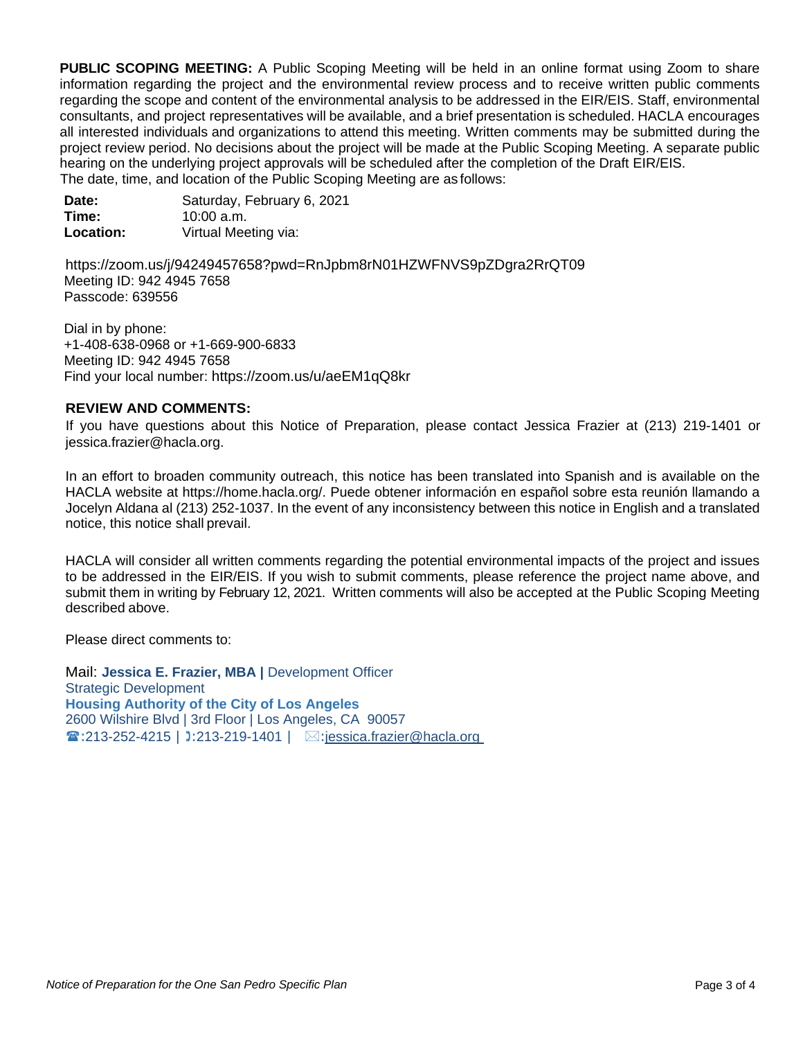**PUBLIC SCOPING MEETING:** A Public Scoping Meeting will be held in an online format using Zoom to share information regarding the project and the environmental review process and to receive written public comments regarding the scope and content of the environmental analysis to be addressed in the EIR/EIS. Staff, environmental consultants, and project representatives will be available, and a brief presentation is scheduled. HACLA encourages all interested individuals and organizations to attend this meeting. Written comments may be submitted during the project review period. No decisions about the project will be made at the Public Scoping Meeting. A separate public hearing on the underlying project approvals will be scheduled after the completion of the Draft EIR/EIS. The date, time, and location of the Public Scoping Meeting are as follows:

**Date:** Saturday, February 6, 2021
**Time:** 10:00 a.m.
**Location:** Virtual Meeting via:

https://zoom.us/j/94249457658?pwd=RnJpbm8rN01HZWFNVS9pZDgra2RrQT09
Meeting ID: 942 4945 7658
Passcode: 639556

Dial in by phone:
+1-408-638-0968 or +1-669-900-6833
Meeting ID: 942 4945 7658
Find your local number: https://zoom.us/u/aeEM1qQ8kr

**REVIEW AND COMMENTS:**

If you have questions about this Notice of Preparation, please contact Jessica Frazier at (213) 219-1401 or jessica.frazier@hacla.org.

In an effort to broaden community outreach, this notice has been translated into Spanish and is available on the HACLA website at https://home.hacla.org/. Puede obtener información en español sobre esta reunión llamando a Jocelyn Aldana al (213) 252-1037. In the event of any inconsistency between this notice in English and a translated notice, this notice shall prevail.

HACLA will consider all written comments regarding the potential environmental impacts of the project and issues to be addressed in the EIR/EIS. If you wish to submit comments, please reference the project name above, and submit them in writing by February 12, 2021. Written comments will also be accepted at the Public Scoping Meeting described above.

Please direct comments to:

Mail: **Jessica E. Frazier, MBA |** Development Officer
Strategic Development
**Housing Authority of the City of Los Angeles**
2600 Wilshire Blvd | 3rd Floor | Los Angeles, CA 90057
☎:213-252-4215 | ✆:213-219-1401 | ✉:jessica.frazier@hacla.org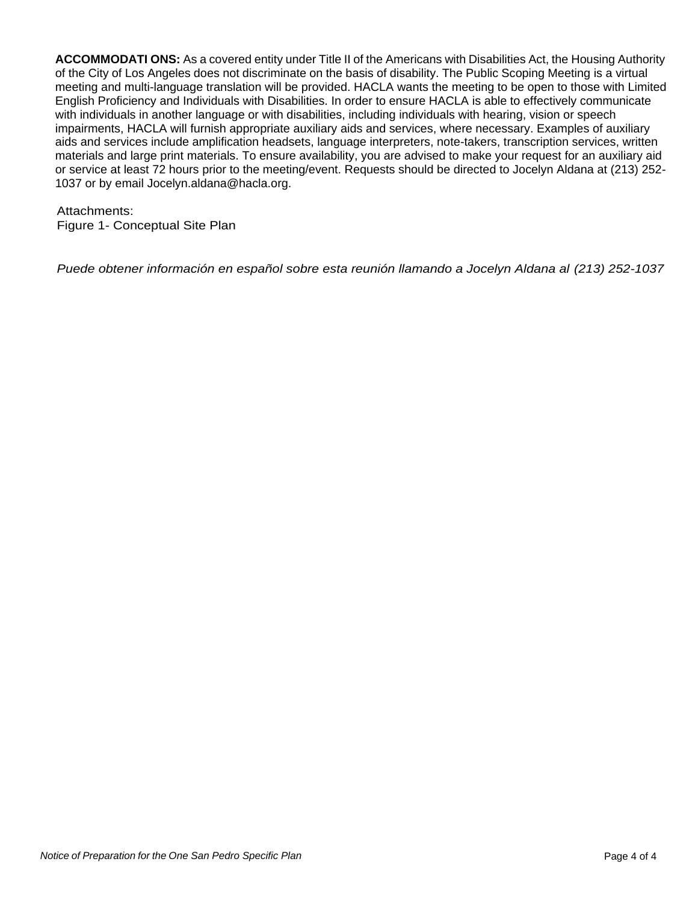**ACCOMMODATI ONS:** As a covered entity under Title II of the Americans with Disabilities Act, the Housing Authority of the City of Los Angeles does not discriminate on the basis of disability. The Public Scoping Meeting is a virtual meeting and multi-language translation will be provided. HACLA wants the meeting to be open to those with Limited English Proficiency and Individuals with Disabilities. In order to ensure HACLA is able to effectively communicate with individuals in another language or with disabilities, including individuals with hearing, vision or speech impairments, HACLA will furnish appropriate auxiliary aids and services, where necessary. Examples of auxiliary aids and services include amplification headsets, language interpreters, note-takers, transcription services, written materials and large print materials. To ensure availability, you are advised to make your request for an auxiliary aid or service at least 72 hours prior to the meeting/event. Requests should be directed to Jocelyn Aldana at (213) 252-1037 or by email Jocelyn.aldana@hacla.org.

Attachments:
Figure 1- Conceptual Site Plan

*Puede obtener información en español sobre esta reunión llamando a Jocelyn Aldana al (213) 252-1037*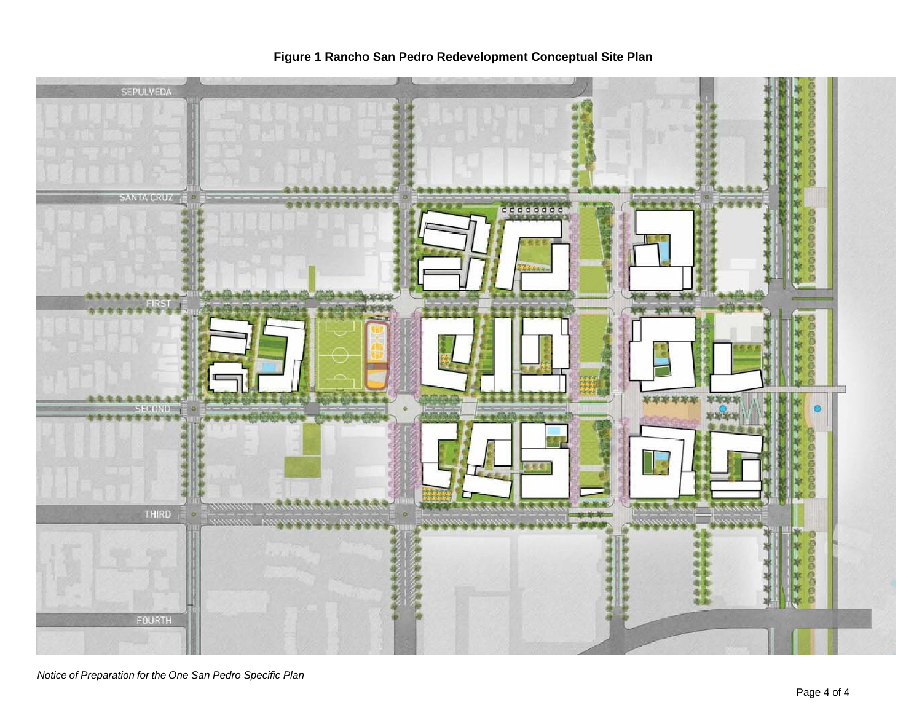**Figure 1 Rancho San Pedro Redevelopment Conceptual Site Plan**

SEPULVEDA

SANTA CRUZ

FIRST

SECOND

THIRD

FOURTH

*Notice of Preparation for the One San Pedro Specific Plan*